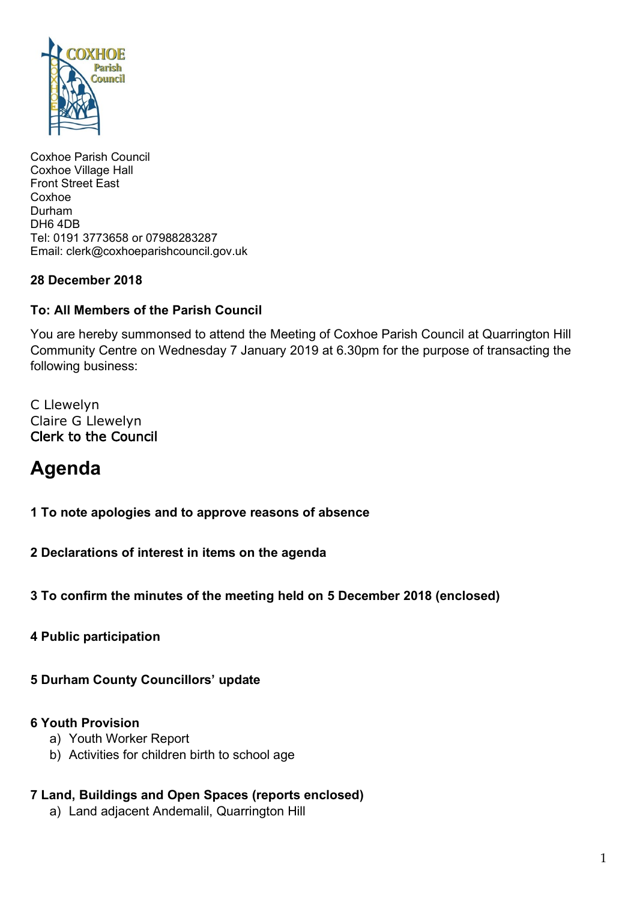Coxhoe Parish Council
Coxhoe Village Hall
Front Street East
Coxhoe
Durham
DH6 4DB
Tel: 0191 3773658 or 07988283287
Email: clerk@coxhoeparishcouncil.gov.uk

**28 December 2018**

**To: All Members of the Parish Council**

You are hereby summonsed to attend the Meeting of Coxhoe Parish Council at Quarrington Hill Community Centre on Wednesday 7 January 2019 at 6.30pm for the purpose of transacting the following business:

C Llewelyn
Claire G Llewelyn
Clerk to the Council

# Agenda

**1 To note apologies and to approve reasons of absence**

**2 Declarations of interest in items on the agenda**

**3 To confirm the minutes of the meeting held on 5 December 2018 (enclosed)**

**4 Public participation**

**5 Durham County Councillors' update**

**6 Youth Provision**

a) Youth Worker Report
b) Activities for children birth to school age

**7 Land, Buildings and Open Spaces (reports enclosed)**

a) Land adjacent Andemalil, Quarrington Hill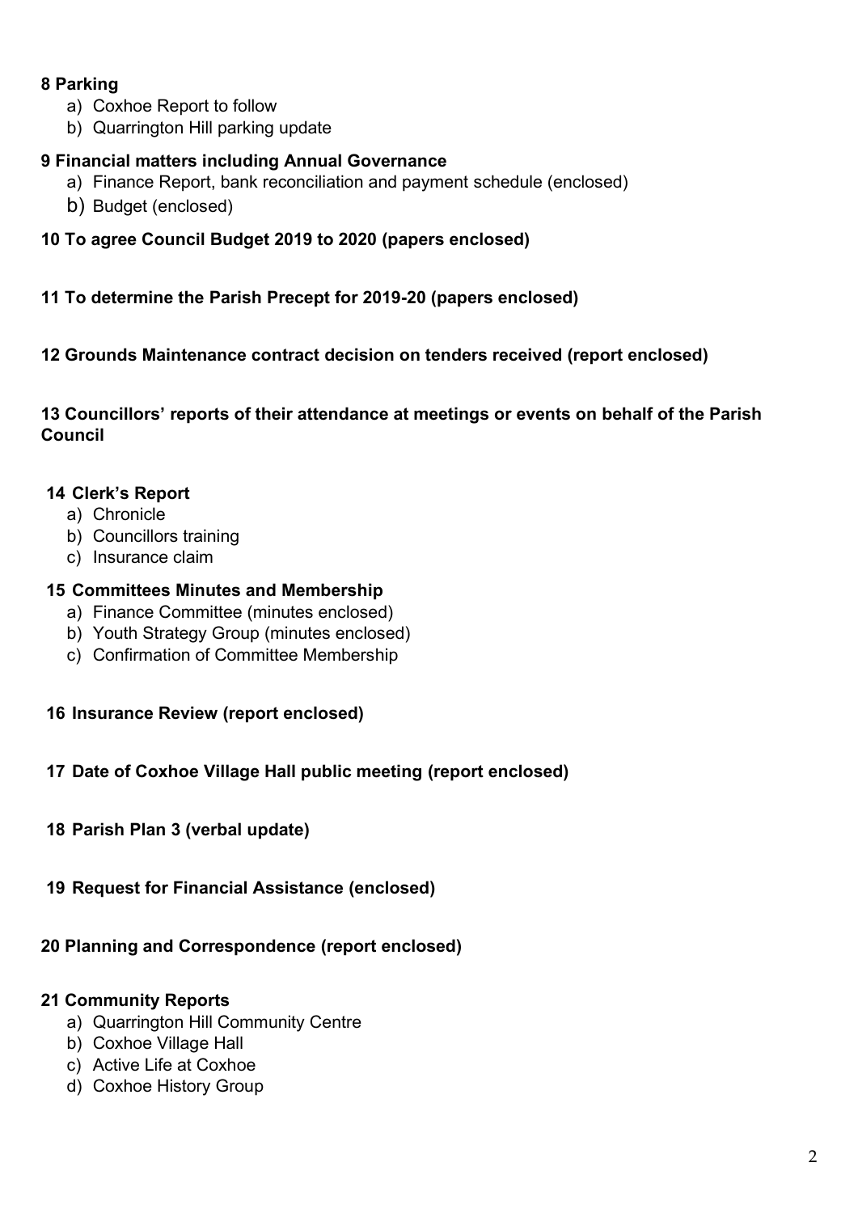**8 Parking**

a) Coxhoe Report to follow
b) Quarrington Hill parking update

**9 Financial matters including Annual Governance**

a) Finance Report, bank reconciliation and payment schedule (enclosed)
b) Budget (enclosed)

**10 To agree Council Budget 2019 to 2020 (papers enclosed)**

**11 To determine the Parish Precept for 2019-20 (papers enclosed)**

**12 Grounds Maintenance contract decision on tenders received (report enclosed)**

**13 Councillors' reports of their attendance at meetings or events on behalf of the Parish Council**

**14 Clerk's Report**

a) Chronicle
b) Councillors training
c) Insurance claim

**15 Committees Minutes and Membership**

a) Finance Committee (minutes enclosed)
b) Youth Strategy Group (minutes enclosed)
c) Confirmation of Committee Membership

**16 Insurance Review (report enclosed)**

**17 Date of Coxhoe Village Hall public meeting (report enclosed)**

**18 Parish Plan 3 (verbal update)**

**19 Request for Financial Assistance (enclosed)**

**20 Planning and Correspondence (report enclosed)**

**21 Community Reports**

a) Quarrington Hill Community Centre
b) Coxhoe Village Hall
c) Active Life at Coxhoe
d) Coxhoe History Group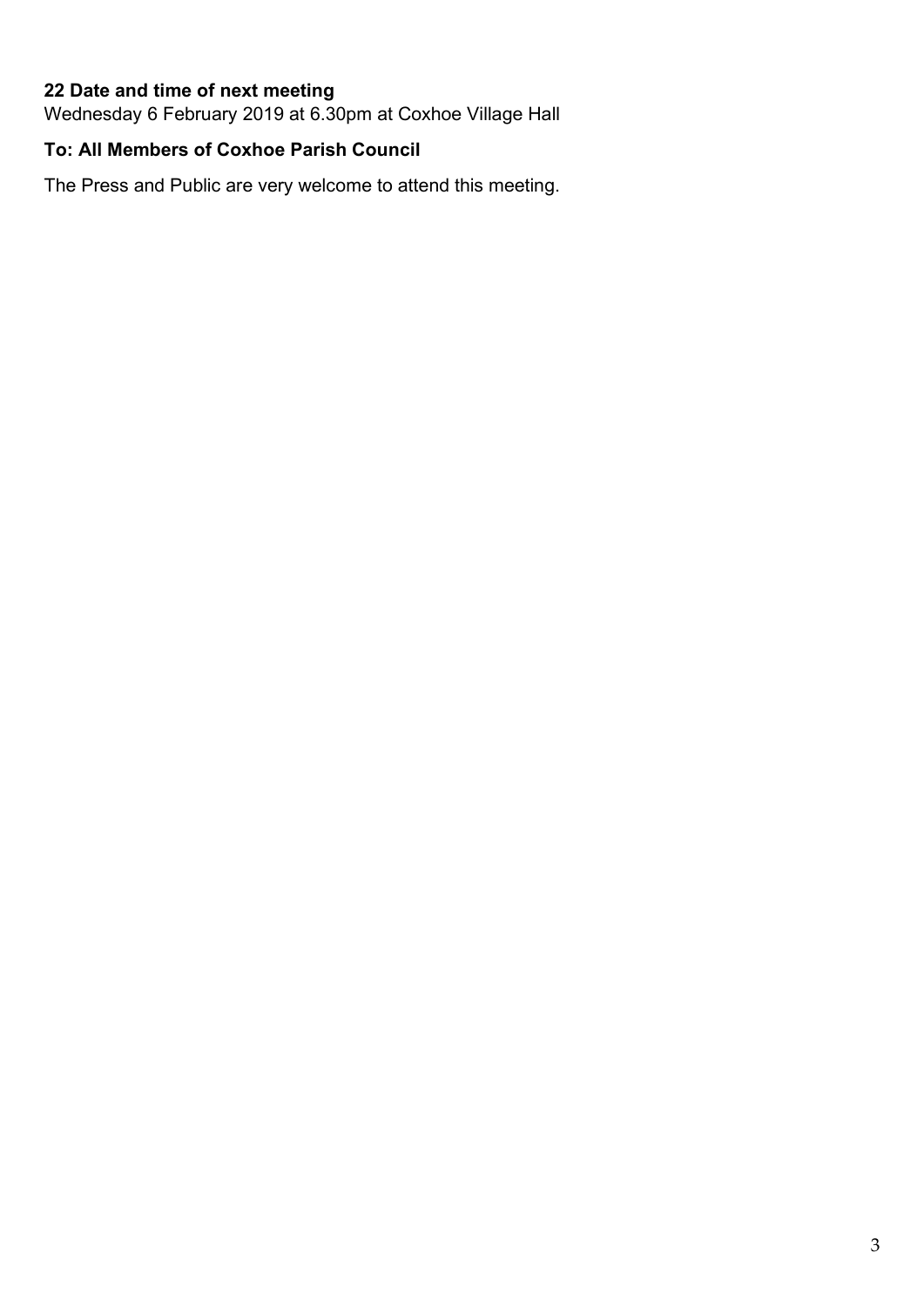**22 Date and time of next meeting**

Wednesday 6 February 2019 at 6.30pm at Coxhoe Village Hall

**To: All Members of Coxhoe Parish Council**

The Press and Public are very welcome to attend this meeting.